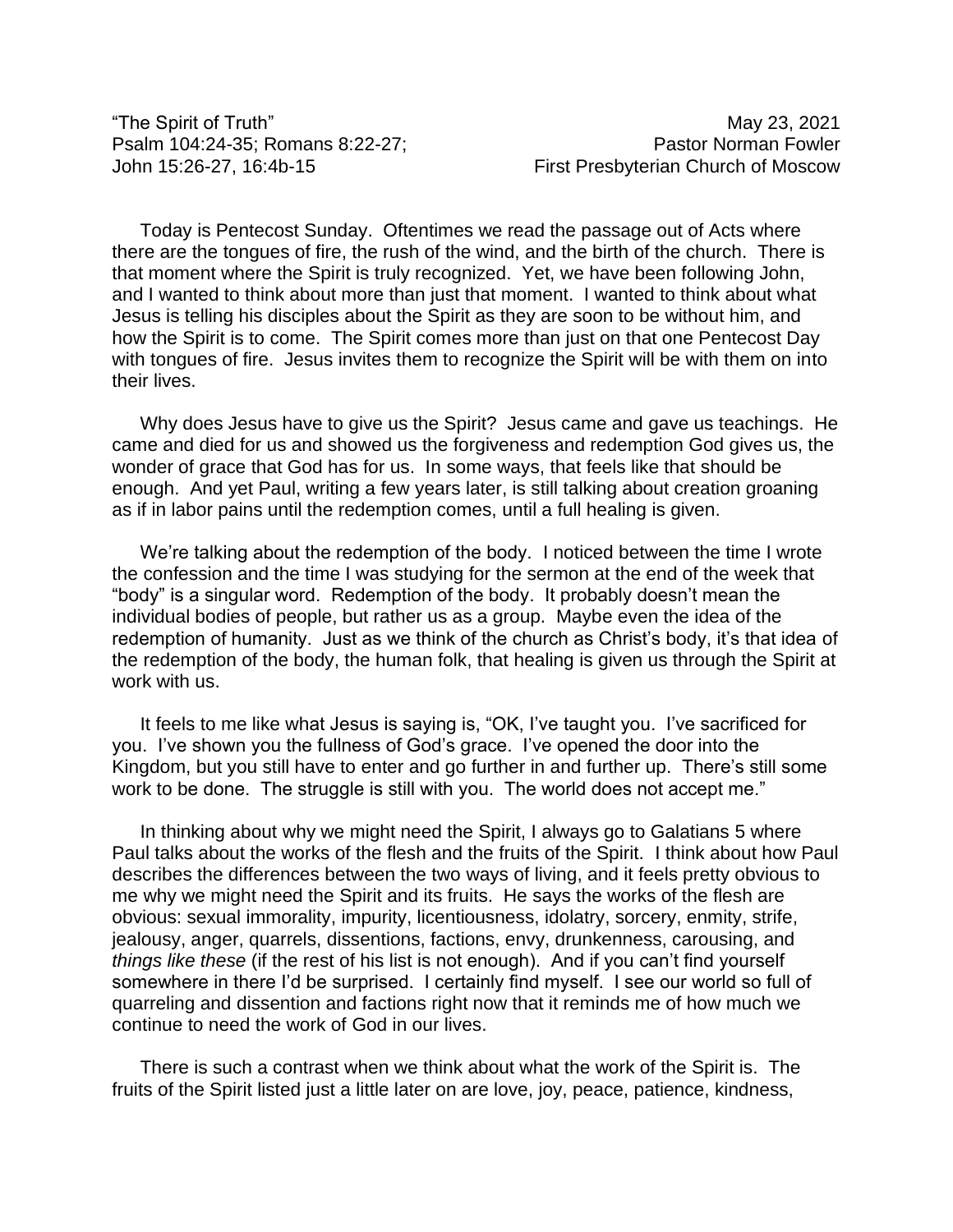"The Spirit of Truth" May 23, 2021
Psalm 104:24-35; Romans 8:22-27; Pastor Norman Fowler
John 15:26-27, 16:4b-15 First Presbyterian Church of Moscow

Today is Pentecost Sunday. Oftentimes we read the passage out of Acts where there are the tongues of fire, the rush of the wind, and the birth of the church. There is that moment where the Spirit is truly recognized. Yet, we have been following John, and I wanted to think about more than just that moment. I wanted to think about what Jesus is telling his disciples about the Spirit as they are soon to be without him, and how the Spirit is to come. The Spirit comes more than just on that one Pentecost Day with tongues of fire. Jesus invites them to recognize the Spirit will be with them on into their lives.

Why does Jesus have to give us the Spirit? Jesus came and gave us teachings. He came and died for us and showed us the forgiveness and redemption God gives us, the wonder of grace that God has for us. In some ways, that feels like that should be enough. And yet Paul, writing a few years later, is still talking about creation groaning as if in labor pains until the redemption comes, until a full healing is given.

We're talking about the redemption of the body. I noticed between the time I wrote the confession and the time I was studying for the sermon at the end of the week that "body" is a singular word. Redemption of the body. It probably doesn't mean the individual bodies of people, but rather us as a group. Maybe even the idea of the redemption of humanity. Just as we think of the church as Christ's body, it's that idea of the redemption of the body, the human folk, that healing is given us through the Spirit at work with us.

It feels to me like what Jesus is saying is, "OK, I've taught you. I've sacrificed for you. I've shown you the fullness of God's grace. I've opened the door into the Kingdom, but you still have to enter and go further in and further up. There's still some work to be done. The struggle is still with you. The world does not accept me."

In thinking about why we might need the Spirit, I always go to Galatians 5 where Paul talks about the works of the flesh and the fruits of the Spirit. I think about how Paul describes the differences between the two ways of living, and it feels pretty obvious to me why we might need the Spirit and its fruits. He says the works of the flesh are obvious: sexual immorality, impurity, licentiousness, idolatry, sorcery, enmity, strife, jealousy, anger, quarrels, dissentions, factions, envy, drunkenness, carousing, and *things like these* (if the rest of his list is not enough). And if you can't find yourself somewhere in there I'd be surprised. I certainly find myself. I see our world so full of quarreling and dissention and factions right now that it reminds me of how much we continue to need the work of God in our lives.

There is such a contrast when we think about what the work of the Spirit is. The fruits of the Spirit listed just a little later on are love, joy, peace, patience, kindness,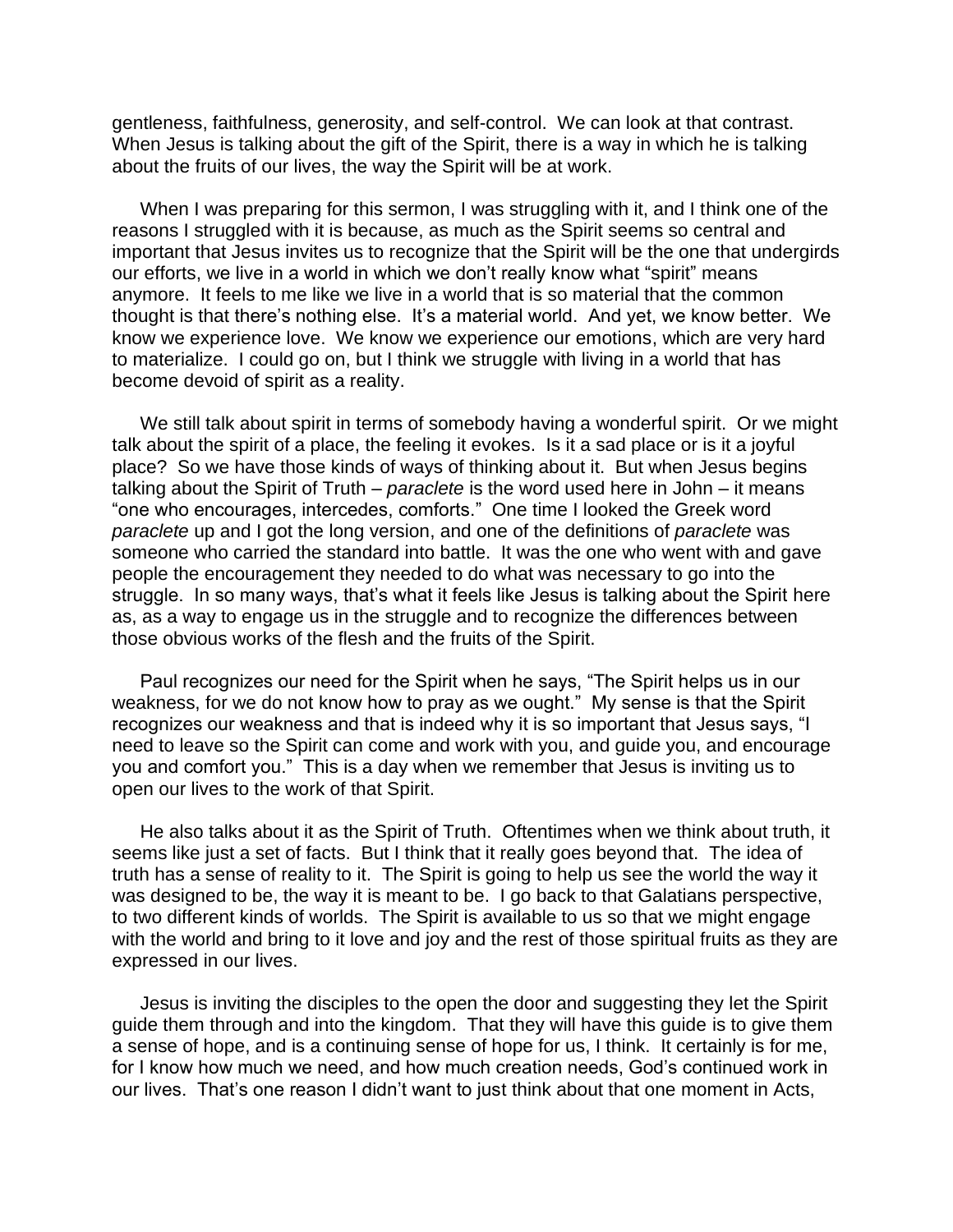gentleness, faithfulness, generosity, and self-control. We can look at that contrast. When Jesus is talking about the gift of the Spirit, there is a way in which he is talking about the fruits of our lives, the way the Spirit will be at work.

When I was preparing for this sermon, I was struggling with it, and I think one of the reasons I struggled with it is because, as much as the Spirit seems so central and important that Jesus invites us to recognize that the Spirit will be the one that undergirds our efforts, we live in a world in which we don't really know what "spirit" means anymore. It feels to me like we live in a world that is so material that the common thought is that there's nothing else. It's a material world. And yet, we know better. We know we experience love. We know we experience our emotions, which are very hard to materialize. I could go on, but I think we struggle with living in a world that has become devoid of spirit as a reality.

We still talk about spirit in terms of somebody having a wonderful spirit. Or we might talk about the spirit of a place, the feeling it evokes. Is it a sad place or is it a joyful place? So we have those kinds of ways of thinking about it. But when Jesus begins talking about the Spirit of Truth – *paraclete* is the word used here in John – it means "one who encourages, intercedes, comforts." One time I looked the Greek word *paraclete* up and I got the long version, and one of the definitions of *paraclete* was someone who carried the standard into battle. It was the one who went with and gave people the encouragement they needed to do what was necessary to go into the struggle. In so many ways, that's what it feels like Jesus is talking about the Spirit here as, as a way to engage us in the struggle and to recognize the differences between those obvious works of the flesh and the fruits of the Spirit.

Paul recognizes our need for the Spirit when he says, "The Spirit helps us in our weakness, for we do not know how to pray as we ought." My sense is that the Spirit recognizes our weakness and that is indeed why it is so important that Jesus says, "I need to leave so the Spirit can come and work with you, and guide you, and encourage you and comfort you." This is a day when we remember that Jesus is inviting us to open our lives to the work of that Spirit.

He also talks about it as the Spirit of Truth. Oftentimes when we think about truth, it seems like just a set of facts. But I think that it really goes beyond that. The idea of truth has a sense of reality to it. The Spirit is going to help us see the world the way it was designed to be, the way it is meant to be. I go back to that Galatians perspective, to two different kinds of worlds. The Spirit is available to us so that we might engage with the world and bring to it love and joy and the rest of those spiritual fruits as they are expressed in our lives.

Jesus is inviting the disciples to the open the door and suggesting they let the Spirit guide them through and into the kingdom. That they will have this guide is to give them a sense of hope, and is a continuing sense of hope for us, I think. It certainly is for me, for I know how much we need, and how much creation needs, God's continued work in our lives. That's one reason I didn't want to just think about that one moment in Acts,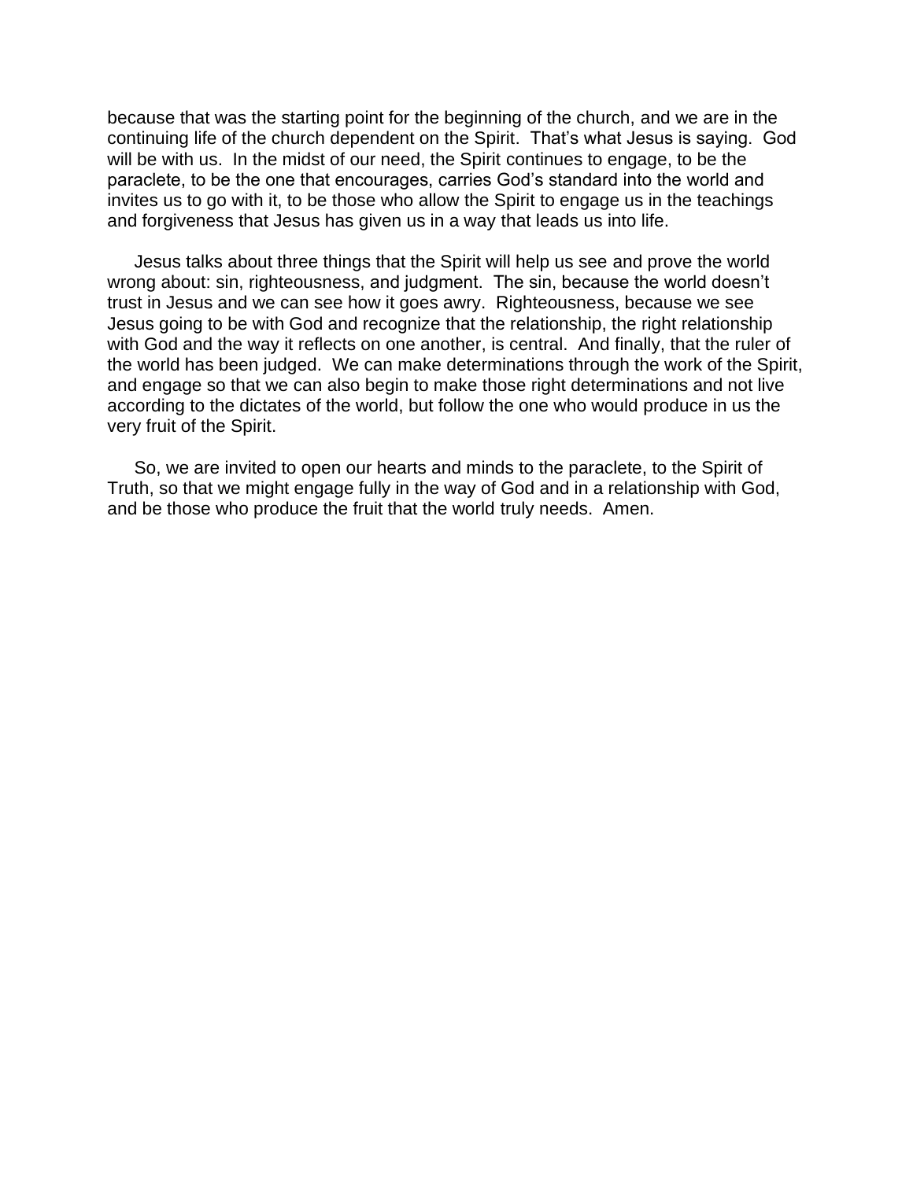because that was the starting point for the beginning of the church, and we are in the continuing life of the church dependent on the Spirit. That's what Jesus is saying. God will be with us. In the midst of our need, the Spirit continues to engage, to be the paraclete, to be the one that encourages, carries God's standard into the world and invites us to go with it, to be those who allow the Spirit to engage us in the teachings and forgiveness that Jesus has given us in a way that leads us into life.

Jesus talks about three things that the Spirit will help us see and prove the world wrong about: sin, righteousness, and judgment. The sin, because the world doesn't trust in Jesus and we can see how it goes awry. Righteousness, because we see Jesus going to be with God and recognize that the relationship, the right relationship with God and the way it reflects on one another, is central. And finally, that the ruler of the world has been judged. We can make determinations through the work of the Spirit, and engage so that we can also begin to make those right determinations and not live according to the dictates of the world, but follow the one who would produce in us the very fruit of the Spirit.

So, we are invited to open our hearts and minds to the paraclete, to the Spirit of Truth, so that we might engage fully in the way of God and in a relationship with God, and be those who produce the fruit that the world truly needs. Amen.